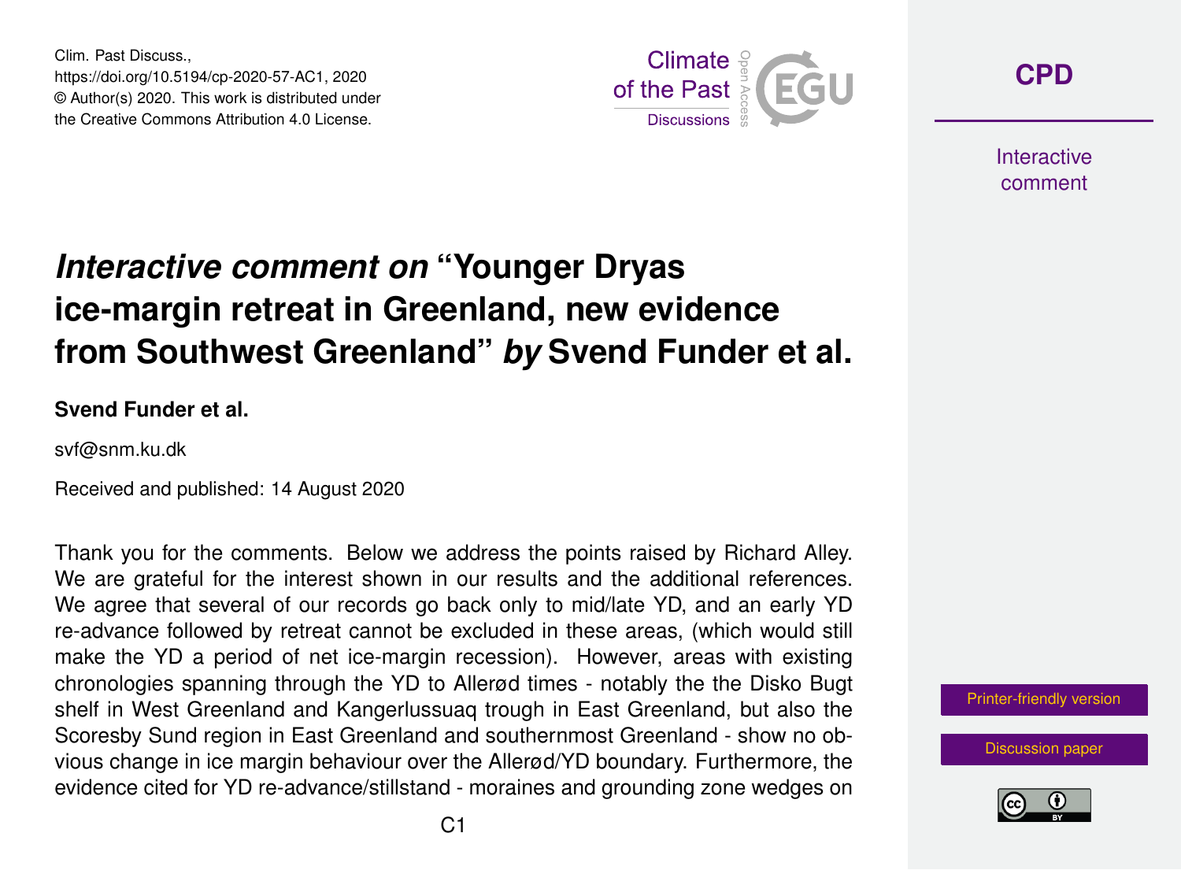Clim. Past Discuss.,
https://doi.org/10.5194/cp-2020-57-AC1, 2020
© Author(s) 2020. This work is distributed under
the Creative Commons Attribution 4.0 License.

# *Interactive comment on* "Younger Dryas ice-margin retreat in Greenland, new evidence from Southwest Greenland" *by* Svend Funder et al.

**Svend Funder et al.**

svf@snm.ku.dk

Received and published: 14 August 2020

Thank you for the comments. Below we address the points raised by Richard Alley. We are grateful for the interest shown in our results and the additional references. We agree that several of our records go back only to mid/late YD, and an early YD re-advance followed by retreat cannot be excluded in these areas, (which would still make the YD a period of net ice-margin recession). However, areas with existing chronologies spanning through the YD to Allerød times - notably the the Disko Bugt shelf in West Greenland and Kangerlussuaq trough in East Greenland, but also the Scoresby Sund region in East Greenland and southernmost Greenland - show no obvious change in ice margin behaviour over the Allerød/YD boundary. Furthermore, the evidence cited for YD re-advance/stillstand - moraines and grounding zone wedges on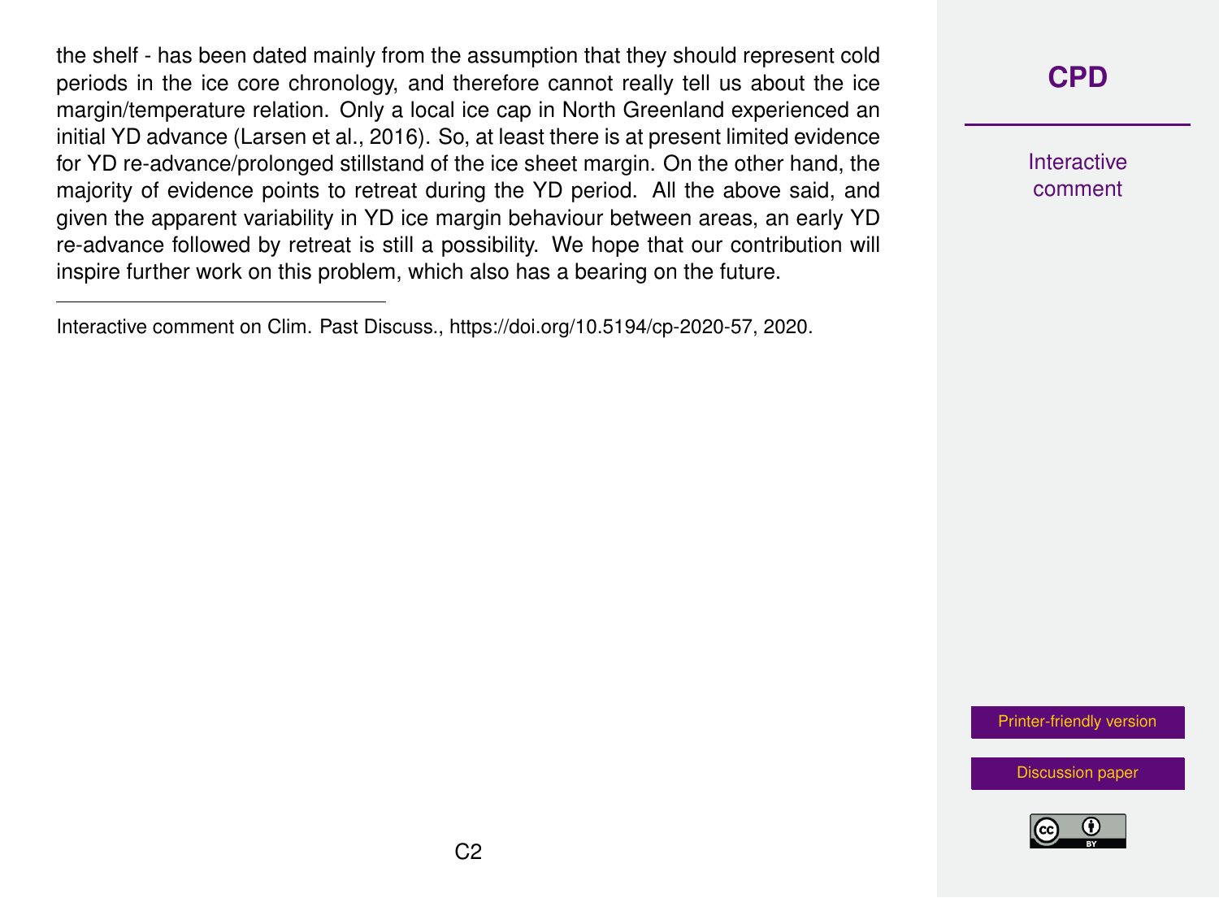the shelf - has been dated mainly from the assumption that they should represent cold periods in the ice core chronology, and therefore cannot really tell us about the ice margin/temperature relation. Only a local ice cap in North Greenland experienced an initial YD advance (Larsen et al., 2016). So, at least there is at present limited evidence for YD re-advance/prolonged stillstand of the ice sheet margin. On the other hand, the majority of evidence points to retreat during the YD period. All the above said, and given the apparent variability in YD ice margin behaviour between areas, an early YD re-advance followed by retreat is still a possibility. We hope that our contribution will inspire further work on this problem, which also has a bearing on the future.

---

Interactive comment on Clim. Past Discuss., https://doi.org/10.5194/cp-2020-57, 2020.